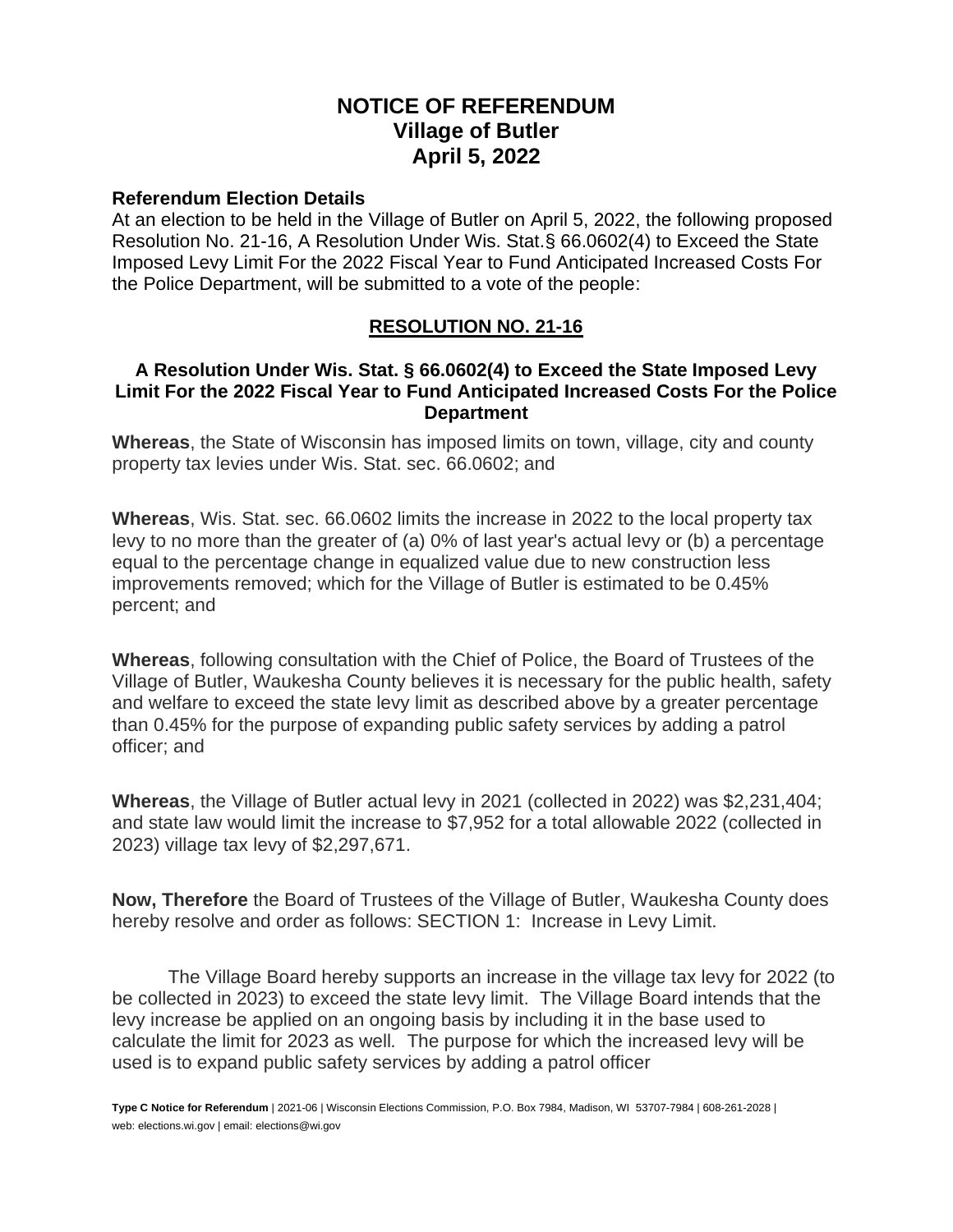# NOTICE OF REFERENDUM
# Village of Butler
# April 5, 2022

**Referendum Election Details**

At an election to be held in the Village of Butler on April 5, 2022, the following proposed Resolution No. 21-16, A Resolution Under Wis. Stat.§ 66.0602(4) to Exceed the State Imposed Levy Limit For the 2022 Fiscal Year to Fund Anticipated Increased Costs For the Police Department, will be submitted to a vote of the people:

## RESOLUTION NO. 21-16

### A Resolution Under Wis. Stat. § 66.0602(4) to Exceed the State Imposed Levy Limit For the 2022 Fiscal Year to Fund Anticipated Increased Costs For the Police Department

**Whereas**, the State of Wisconsin has imposed limits on town, village, city and county property tax levies under Wis. Stat. sec. 66.0602; and

**Whereas**, Wis. Stat. sec. 66.0602 limits the increase in 2022 to the local property tax levy to no more than the greater of (a) 0% of last year's actual levy or (b) a percentage equal to the percentage change in equalized value due to new construction less improvements removed; which for the Village of Butler is estimated to be 0.45% percent; and

**Whereas**, following consultation with the Chief of Police, the Board of Trustees of the Village of Butler, Waukesha County believes it is necessary for the public health, safety and welfare to exceed the state levy limit as described above by a greater percentage than 0.45% for the purpose of expanding public safety services by adding a patrol officer; and

**Whereas**, the Village of Butler actual levy in 2021 (collected in 2022) was $2,231,404; and state law would limit the increase to $7,952 for a total allowable 2022 (collected in 2023) village tax levy of $2,297,671.

**Now, Therefore** the Board of Trustees of the Village of Butler, Waukesha County does hereby resolve and order as follows: SECTION 1: Increase in Levy Limit.

The Village Board hereby supports an increase in the village tax levy for 2022 (to be collected in 2023) to exceed the state levy limit. The Village Board intends that the levy increase be applied on an ongoing basis by including it in the base used to calculate the limit for 2023 as well. The purpose for which the increased levy will be used is to expand public safety services by adding a patrol officer

**Type C Notice for Referendum** | 2021-06 | Wisconsin Elections Commission, P.O. Box 7984, Madison, WI 53707-7984 | 608-261-2028 | web: elections.wi.gov | email: elections@wi.gov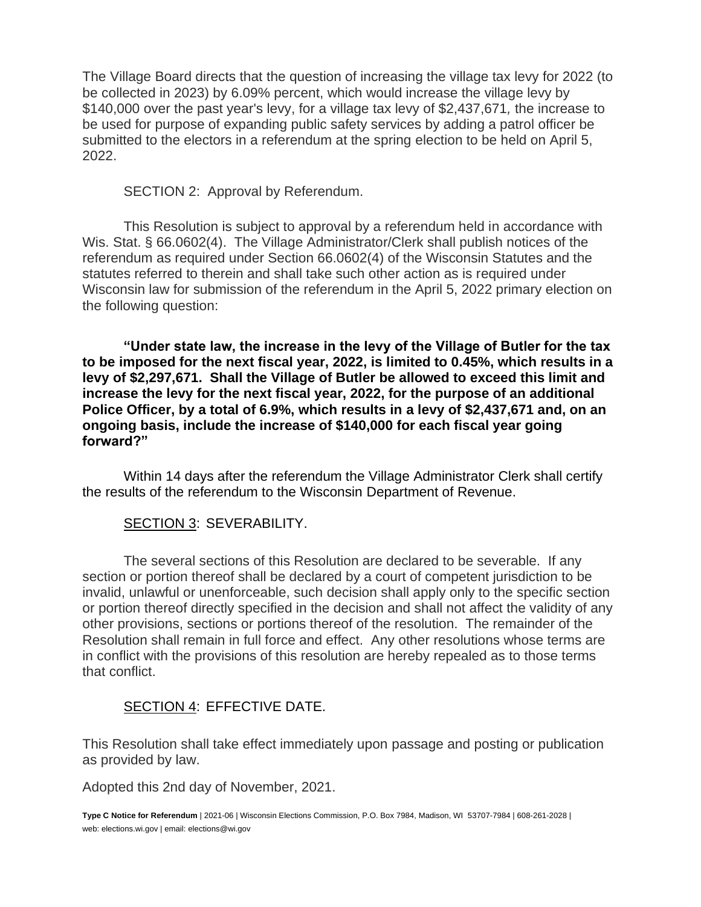The Village Board directs that the question of increasing the village tax levy for 2022 (to be collected in 2023) by 6.09% percent, which would increase the village levy by $140,000 over the past year's levy, for a village tax levy of $2,437,671, the increase to be used for purpose of expanding public safety services by adding a patrol officer be submitted to the electors in a referendum at the spring election to be held on April 5, 2022.

SECTION 2: Approval by Referendum.

This Resolution is subject to approval by a referendum held in accordance with Wis. Stat. § 66.0602(4). The Village Administrator/Clerk shall publish notices of the referendum as required under Section 66.0602(4) of the Wisconsin Statutes and the statutes referred to therein and shall take such other action as is required under Wisconsin law for submission of the referendum in the April 5, 2022 primary election on the following question:

**"Under state law, the increase in the levy of the Village of Butler for the tax to be imposed for the next fiscal year, 2022, is limited to 0.45%, which results in a levy of $2,297,671. Shall the Village of Butler be allowed to exceed this limit and increase the levy for the next fiscal year, 2022, for the purpose of an additional Police Officer, by a total of 6.9%, which results in a levy of $2,437,671 and, on an ongoing basis, include the increase of $140,000 for each fiscal year going forward?"**

Within 14 days after the referendum the Village Administrator Clerk shall certify the results of the referendum to the Wisconsin Department of Revenue.

SECTION 3: SEVERABILITY.

The several sections of this Resolution are declared to be severable. If any section or portion thereof shall be declared by a court of competent jurisdiction to be invalid, unlawful or unenforceable, such decision shall apply only to the specific section or portion thereof directly specified in the decision and shall not affect the validity of any other provisions, sections or portions thereof of the resolution. The remainder of the Resolution shall remain in full force and effect. Any other resolutions whose terms are in conflict with the provisions of this resolution are hereby repealed as to those terms that conflict.

SECTION 4: EFFECTIVE DATE.

This Resolution shall take effect immediately upon passage and posting or publication as provided by law.

Adopted this 2nd day of November, 2021.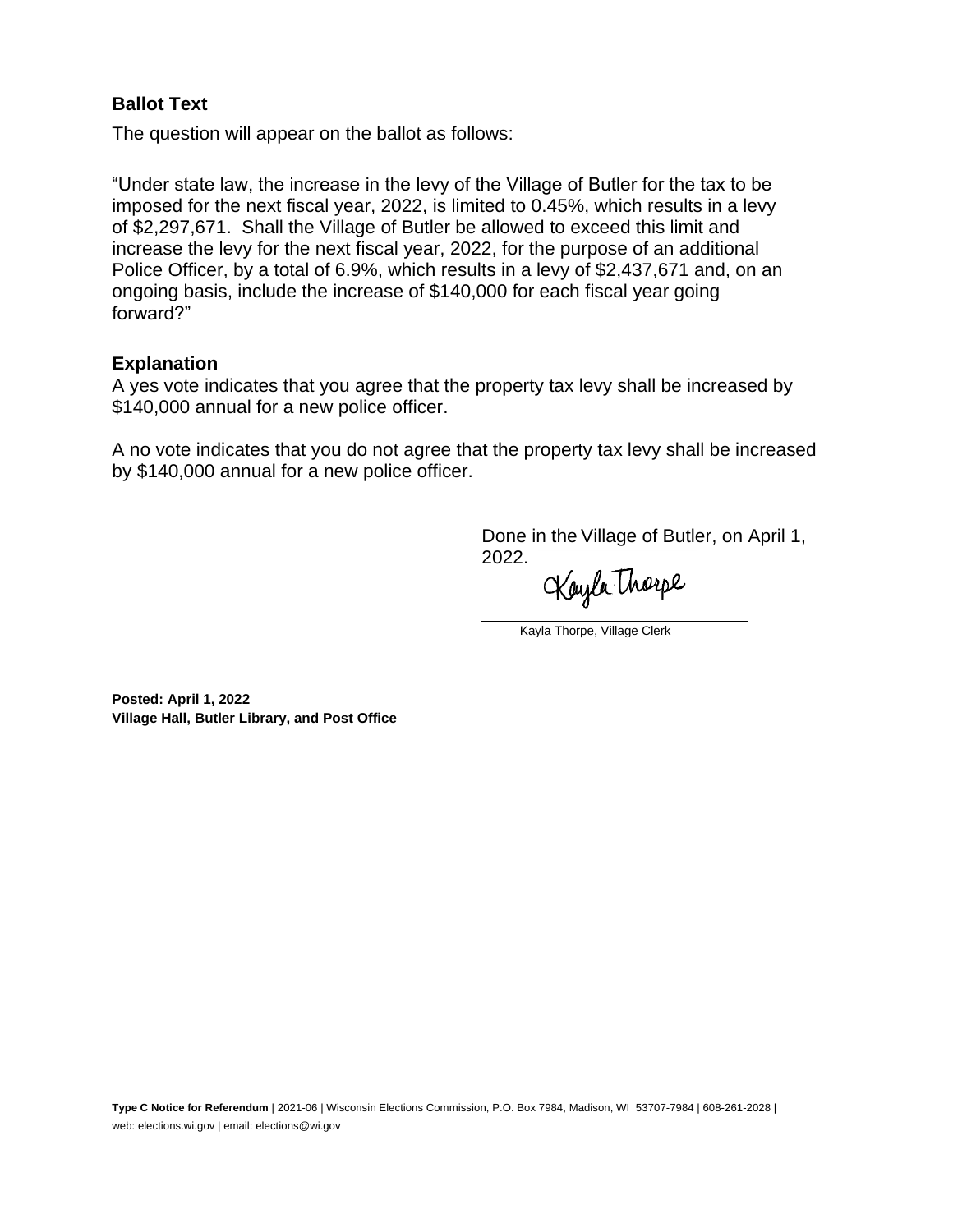## Ballot Text

The question will appear on the ballot as follows:

"Under state law, the increase in the levy of the Village of Butler for the tax to be imposed for the next fiscal year, 2022, is limited to 0.45%, which results in a levy of $2,297,671. Shall the Village of Butler be allowed to exceed this limit and increase the levy for the next fiscal year, 2022, for the purpose of an additional Police Officer, by a total of 6.9%, which results in a levy of $2,437,671 and, on an ongoing basis, include the increase of $140,000 for each fiscal year going forward?"

## Explanation

A yes vote indicates that you agree that the property tax levy shall be increased by $140,000 annual for a new police officer.

A no vote indicates that you do not agree that the property tax levy shall be increased by $140,000 annual for a new police officer.

Done in the Village of Butler, on April 1, 2022.

Kayla Thorpe

Kayla Thorpe, Village Clerk

**Posted: April 1, 2022**
**Village Hall, Butler Library, and Post Office**

**Type C Notice for Referendum** | 2021-06 | Wisconsin Elections Commission, P.O. Box 7984, Madison, WI 53707-7984 | 608-261-2028 | web: elections.wi.gov | email: elections@wi.gov